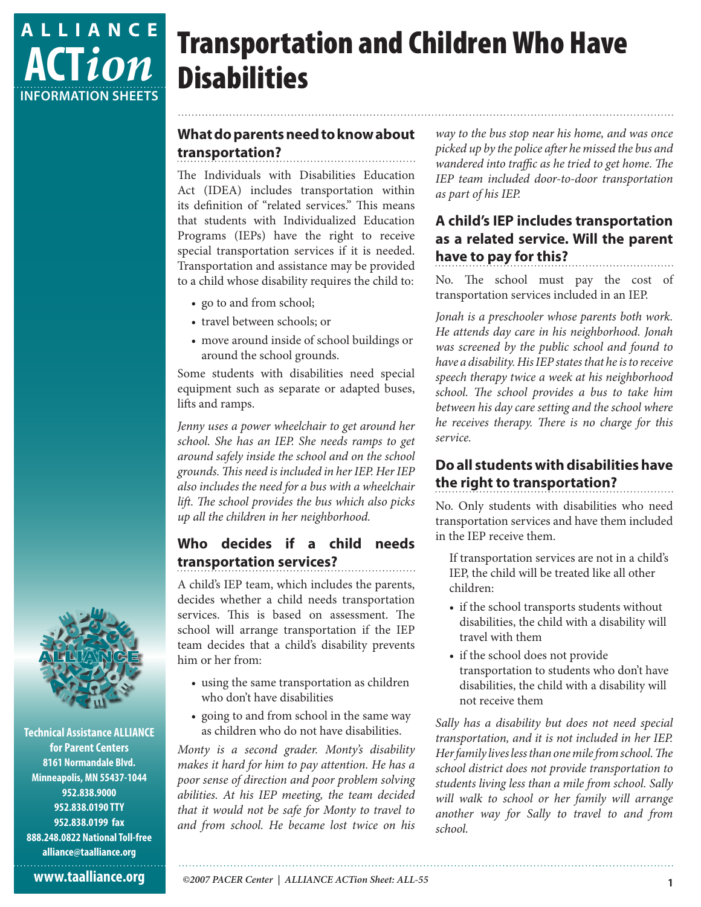# Transportation and Children Who Have Disabilities

ALLIANCE ACTion INFORMATION SHEETS

## What do parents need to know about transportation?

The Individuals with Disabilities Education Act (IDEA) includes transportation within its definition of "related services." This means that students with Individualized Education Programs (IEPs) have the right to receive special transportation services if it is needed. Transportation and assistance may be provided to a child whose disability requires the child to:

- go to and from school;
- travel between schools; or
- move around inside of school buildings or around the school grounds.

Some students with disabilities need special equipment such as separate or adapted buses, lifts and ramps.

*Jenny uses a power wheelchair to get around her school. She has an IEP. She needs ramps to get around safely inside the school and on the school grounds. This need is included in her IEP. Her IEP also includes the need for a bus with a wheelchair lift. The school provides the bus which also picks up all the children in her neighborhood.*

## Who decides if a child needs transportation services?

A child's IEP team, which includes the parents, decides whether a child needs transportation services. This is based on assessment. The school will arrange transportation if the IEP team decides that a child's disability prevents him or her from:

- using the same transportation as children who don't have disabilities
- going to and from school in the same way as children who do not have disabilities.

*Monty is a second grader. Monty's disability makes it hard for him to pay attention. He has a poor sense of direction and poor problem solving abilities. At his IEP meeting, the team decided that it would not be safe for Monty to travel to and from school. He became lost twice on his way to the bus stop near his home, and was once picked up by the police after he missed the bus and wandered into traffic as he tried to get home. The IEP team included door-to-door transportation as part of his IEP.*

## A child's IEP includes transportation as a related service. Will the parent have to pay for this?

No. The school must pay the cost of transportation services included in an IEP.

*Jonah is a preschooler whose parents both work. He attends day care in his neighborhood. Jonah was screened by the public school and found to have a disability. His IEP states that he is to receive speech therapy twice a week at his neighborhood school. The school provides a bus to take him between his day care setting and the school where he receives therapy. There is no charge for this service.*

## Do all students with disabilities have the right to transportation?

No. Only students with disabilities who need transportation services and have them included in the IEP receive them.

If transportation services are not in a child's IEP, the child will be treated like all other children:

- if the school transports students without disabilities, the child with a disability will travel with them
- if the school does not provide transportation to students who don't have disabilities, the child with a disability will not receive them

*Sally has a disability but does not need special transportation, and it is not included in her IEP. Her family lives less than one mile from school. The school district does not provide transportation to students living less than a mile from school. Sally will walk to school or her family will arrange another way for Sally to travel to and from school.*

Technical Assistance ALLIANCE for Parent Centers
8161 Normandale Blvd.
Minneapolis, MN 55437-1044
952.838.9000
952.838.0190 TTY
952.838.0199 fax
888.248.0822 National Toll-free
alliance@taalliance.org

www.taalliance.org

*©2007 PACER Center | ALLIANCE ACTion Sheet: ALL-55*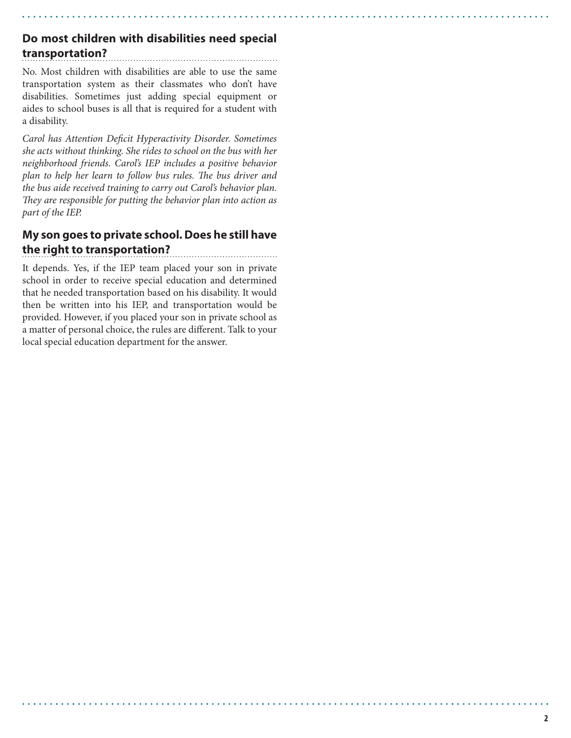## Do most children with disabilities need special transportation?

No. Most children with disabilities are able to use the same transportation system as their classmates who don't have disabilities. Sometimes just adding special equipment or aides to school buses is all that is required for a student with a disability.

*Carol has Attention Deficit Hyperactivity Disorder. Sometimes she acts without thinking. She rides to school on the bus with her neighborhood friends. Carol's IEP includes a positive behavior plan to help her learn to follow bus rules. The bus driver and the bus aide received training to carry out Carol's behavior plan. They are responsible for putting the behavior plan into action as part of the IEP.*

## My son goes to private school. Does he still have the right to transportation?

It depends. Yes, if the IEP team placed your son in private school in order to receive special education and determined that he needed transportation based on his disability. It would then be written into his IEP, and transportation would be provided. However, if you placed your son in private school as a matter of personal choice, the rules are different. Talk to your local special education department for the answer.